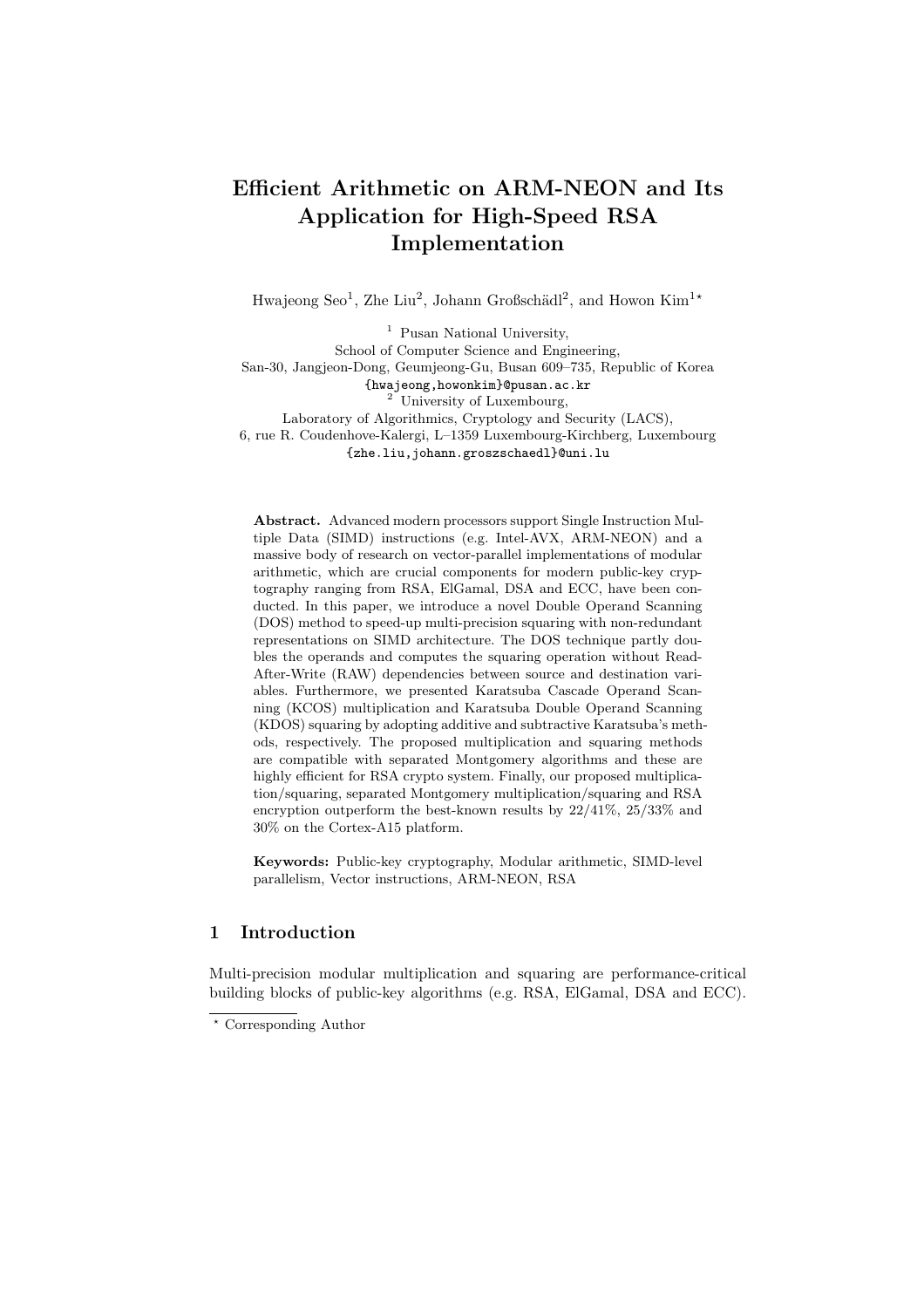# Efficient Arithmetic on ARM-NEON and Its Application for High-Speed RSA Implementation

Hwajeong Seo[1], Zhe Liu[2], Johann Großschädl[2], and Howon Kim[1]*

[1] Pusan National University,
School of Computer Science and Engineering,
San-30, Jangjeon-Dong, Geumjeong-Gu, Busan 609–735, Republic of Korea
{hwajeong,howonkim}@pusan.ac.kr

[2] University of Luxembourg,
Laboratory of Algorithmics, Cryptology and Security (LACS),
6, rue R. Coudenhove-Kalergi, L–1359 Luxembourg-Kirchberg, Luxembourg
{zhe.liu,johann.groszschaedl}@uni.lu

**Abstract.** Advanced modern processors support Single Instruction Multiple Data (SIMD) instructions (e.g. Intel-AVX, ARM-NEON) and a massive body of research on vector-parallel implementations of modular arithmetic, which are crucial components for modern public-key cryptography ranging from RSA, ElGamal, DSA and ECC, have been conducted. In this paper, we introduce a novel Double Operand Scanning (DOS) method to speed-up multi-precision squaring with non-redundant representations on SIMD architecture. The DOS technique partly doubles the operands and computes the squaring operation without Read-After-Write (RAW) dependencies between source and destination variables. Furthermore, we presented Karatsuba Cascade Operand Scanning (KCOS) multiplication and Karatsuba Double Operand Scanning (KDOS) squaring by adopting additive and subtractive Karatsuba's methods, respectively. The proposed multiplication and squaring methods are compatible with separated Montgomery algorithms and these are highly efficient for RSA crypto system. Finally, our proposed multiplication/squaring, separated Montgomery multiplication/squaring and RSA encryption outperform the best-known results by 22/41%, 25/33% and 30% on the Cortex-A15 platform.

**Keywords:** Public-key cryptography, Modular arithmetic, SIMD-level parallelism, Vector instructions, ARM-NEON, RSA

## 1 Introduction

Multi-precision modular multiplication and squaring are performance-critical building blocks of public-key algorithms (e.g. RSA, ElGamal, DSA and ECC).

* Corresponding Author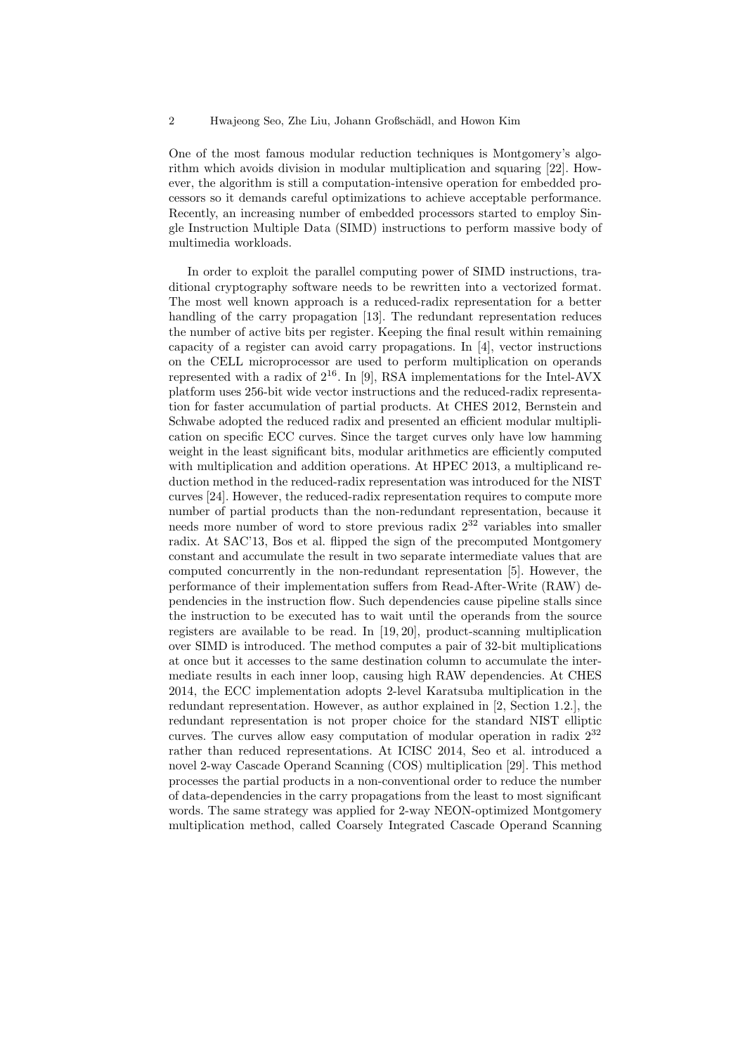One of the most famous modular reduction techniques is Montgomery's algorithm which avoids division in modular multiplication and squaring [22]. However, the algorithm is still a computation-intensive operation for embedded processors so it demands careful optimizations to achieve acceptable performance. Recently, an increasing number of embedded processors started to employ Single Instruction Multiple Data (SIMD) instructions to perform massive body of multimedia workloads.

In order to exploit the parallel computing power of SIMD instructions, traditional cryptography software needs to be rewritten into a vectorized format. The most well known approach is a reduced-radix representation for a better handling of the carry propagation [13]. The redundant representation reduces the number of active bits per register. Keeping the final result within remaining capacity of a register can avoid carry propagations. In [4], vector instructions on the CELL microprocessor are used to perform multiplication on operands represented with a radix of $2^{16}$. In [9], RSA implementations for the Intel-AVX platform uses 256-bit wide vector instructions and the reduced-radix representation for faster accumulation of partial products. At CHES 2012, Bernstein and Schwabe adopted the reduced radix and presented an efficient modular multiplication on specific ECC curves. Since the target curves only have low hamming weight in the least significant bits, modular arithmetics are efficiently computed with multiplication and addition operations. At HPEC 2013, a multiplicand reduction method in the reduced-radix representation was introduced for the NIST curves [24]. However, the reduced-radix representation requires to compute more number of partial products than the non-redundant representation, because it needs more number of word to store previous radix $2^{32}$ variables into smaller radix. At SAC'13, Bos et al. flipped the sign of the precomputed Montgomery constant and accumulate the result in two separate intermediate values that are computed concurrently in the non-redundant representation [5]. However, the performance of their implementation suffers from Read-After-Write (RAW) dependencies in the instruction flow. Such dependencies cause pipeline stalls since the instruction to be executed has to wait until the operands from the source registers are available to be read. In [19, 20], product-scanning multiplication over SIMD is introduced. The method computes a pair of 32-bit multiplications at once but it accesses to the same destination column to accumulate the intermediate results in each inner loop, causing high RAW dependencies. At CHES 2014, the ECC implementation adopts 2-level Karatsuba multiplication in the redundant representation. However, as author explained in [2, Section 1.2.], the redundant representation is not proper choice for the standard NIST elliptic curves. The curves allow easy computation of modular operation in radix $2^{32}$ rather than reduced representations. At ICISC 2014, Seo et al. introduced a novel 2-way Cascade Operand Scanning (COS) multiplication [29]. This method processes the partial products in a non-conventional order to reduce the number of data-dependencies in the carry propagations from the least to most significant words. The same strategy was applied for 2-way NEON-optimized Montgomery multiplication method, called Coarsely Integrated Cascade Operand Scanning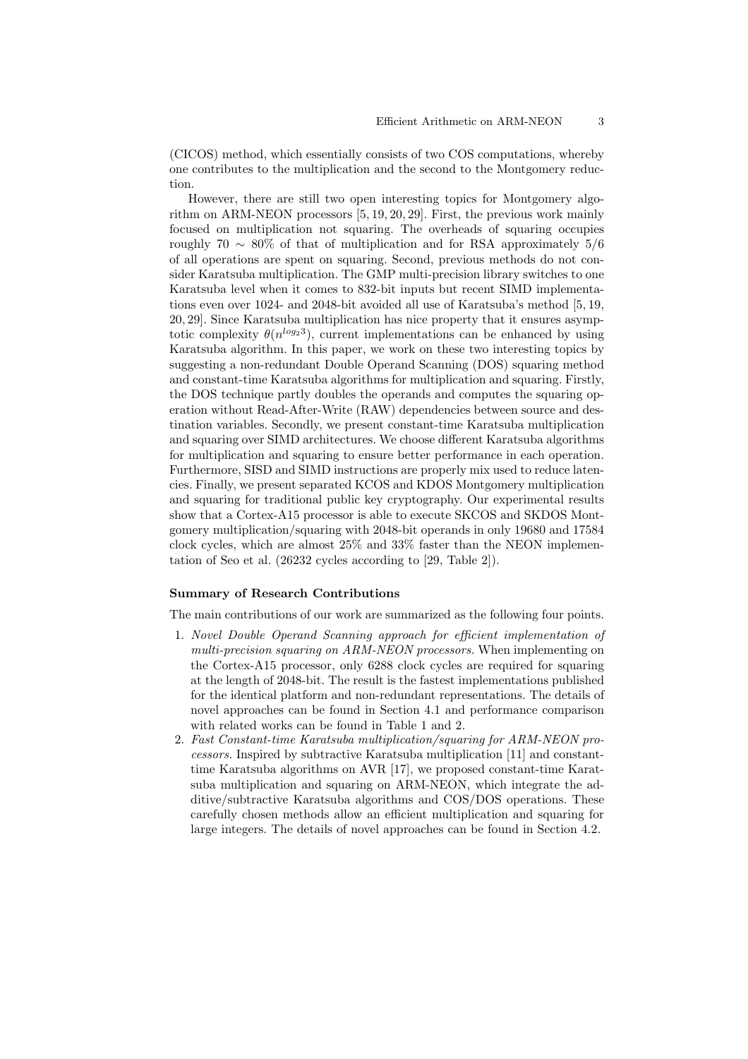(CICOS) method, which essentially consists of two COS computations, whereby one contributes to the multiplication and the second to the Montgomery reduction.

However, there are still two open interesting topics for Montgomery algorithm on ARM-NEON processors [5, 19, 20, 29]. First, the previous work mainly focused on multiplication not squaring. The overheads of squaring occupies roughly 70 $\sim$ 80% of that of multiplication and for RSA approximately 5/6 of all operations are spent on squaring. Second, previous methods do not consider Karatsuba multiplication. The GMP multi-precision library switches to one Karatsuba level when it comes to 832-bit inputs but recent SIMD implementations even over 1024- and 2048-bit avoided all use of Karatsuba's method [5, 19, 20, 29]. Since Karatsuba multiplication has nice property that it ensures asymptotic complexity $\theta(n^{log_2 3})$, current implementations can be enhanced by using Karatsuba algorithm. In this paper, we work on these two interesting topics by suggesting a non-redundant Double Operand Scanning (DOS) squaring method and constant-time Karatsuba algorithms for multiplication and squaring. Firstly, the DOS technique partly doubles the operands and computes the squaring operation without Read-After-Write (RAW) dependencies between source and destination variables. Secondly, we present constant-time Karatsuba multiplication and squaring over SIMD architectures. We choose different Karatsuba algorithms for multiplication and squaring to ensure better performance in each operation. Furthermore, SISD and SIMD instructions are properly mix used to reduce latencies. Finally, we present separated KCOS and KDOS Montgomery multiplication and squaring for traditional public key cryptography. Our experimental results show that a Cortex-A15 processor is able to execute SKCOS and SKDOS Montgomery multiplication/squaring with 2048-bit operands in only 19680 and 17584 clock cycles, which are almost 25% and 33% faster than the NEON implementation of Seo et al. (26232 cycles according to [29, Table 2]).

**Summary of Research Contributions**

The main contributions of our work are summarized as the following four points.

1. *Novel Double Operand Scanning approach for efficient implementation of multi-precision squaring on ARM-NEON processors.* When implementing on the Cortex-A15 processor, only 6288 clock cycles are required for squaring at the length of 2048-bit. The result is the fastest implementations published for the identical platform and non-redundant representations. The details of novel approaches can be found in Section 4.1 and performance comparison with related works can be found in Table 1 and 2.
2. *Fast Constant-time Karatsuba multiplication/squaring for ARM-NEON processors.* Inspired by subtractive Karatsuba multiplication [11] and constant-time Karatsuba algorithms on AVR [17], we proposed constant-time Karatsuba multiplication and squaring on ARM-NEON, which integrate the additive/subtractive Karatsuba algorithms and COS/DOS operations. These carefully chosen methods allow an efficient multiplication and squaring for large integers. The details of novel approaches can be found in Section 4.2.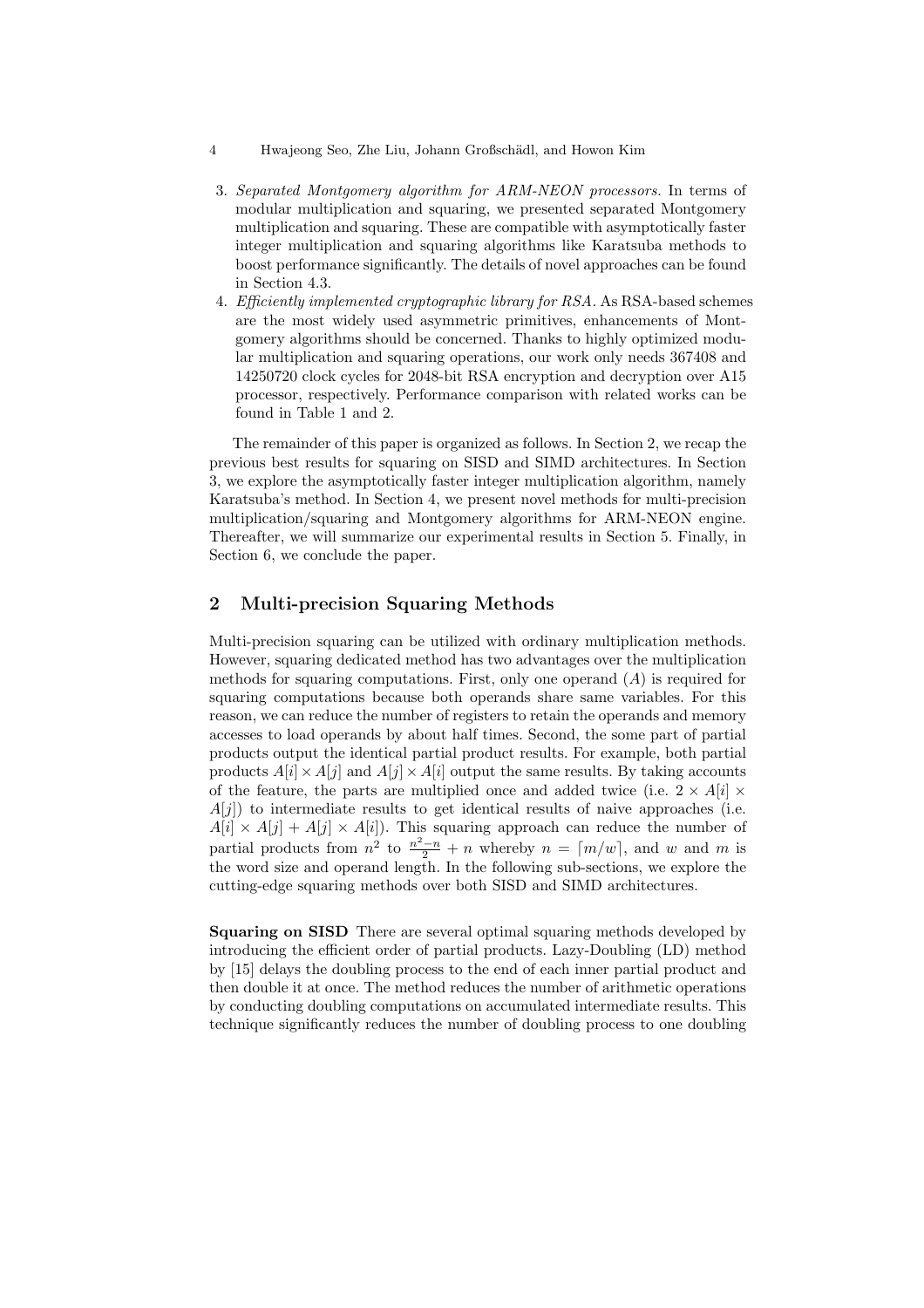3. *Separated Montgomery algorithm for ARM-NEON processors.* In terms of modular multiplication and squaring, we presented separated Montgomery multiplication and squaring. These are compatible with asymptotically faster integer multiplication and squaring algorithms like Karatsuba methods to boost performance significantly. The details of novel approaches can be found in Section 4.3.
4. *Efficiently implemented cryptographic library for RSA.* As RSA-based schemes are the most widely used asymmetric primitives, enhancements of Montgomery algorithms should be concerned. Thanks to highly optimized modular multiplication and squaring operations, our work only needs 367408 and 14250720 clock cycles for 2048-bit RSA encryption and decryption over A15 processor, respectively. Performance comparison with related works can be found in Table 1 and 2.

The remainder of this paper is organized as follows. In Section 2, we recap the previous best results for squaring on SISD and SIMD architectures. In Section 3, we explore the asymptotically faster integer multiplication algorithm, namely Karatsuba's method. In Section 4, we present novel methods for multi-precision multiplication/squaring and Montgomery algorithms for ARM-NEON engine. Thereafter, we will summarize our experimental results in Section 5. Finally, in Section 6, we conclude the paper.

## 2 Multi-precision Squaring Methods

Multi-precision squaring can be utilized with ordinary multiplication methods. However, squaring dedicated method has two advantages over the multiplication methods for squaring computations. First, only one operand ($A$) is required for squaring computations because both operands share same variables. For this reason, we can reduce the number of registers to retain the operands and memory accesses to load operands by about half times. Second, the some part of partial products output the identical partial product results. For example, both partial products $A[i] \times A[j]$ and $A[j] \times A[i]$ output the same results. By taking accounts of the feature, the parts are multiplied once and added twice (i.e. $2 \times A[i] \times A[j]$) to intermediate results to get identical results of naive approaches (i.e. $A[i] \times A[j] + A[j] \times A[i]$). This squaring approach can reduce the number of partial products from $n^2$ to $\frac{n^2-n}{2} + n$ whereby $n = \lceil m/w \rceil$, and $w$ and $m$ is the word size and operand length. In the following sub-sections, we explore the cutting-edge squaring methods over both SISD and SIMD architectures.

**Squaring on SISD** There are several optimal squaring methods developed by introducing the efficient order of partial products. Lazy-Doubling (LD) method by [15] delays the doubling process to the end of each inner partial product and then double it at once. The method reduces the number of arithmetic operations by conducting doubling computations on accumulated intermediate results. This technique significantly reduces the number of doubling process to one doubling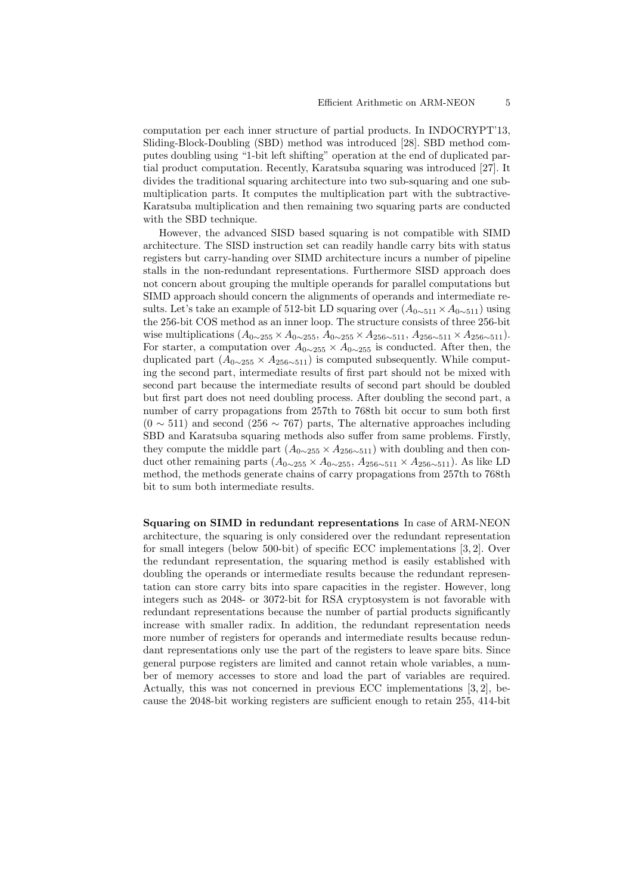computation per each inner structure of partial products. In INDOCRYPT'13, Sliding-Block-Doubling (SBD) method was introduced [28]. SBD method computes doubling using "1-bit left shifting" operation at the end of duplicated partial product computation. Recently, Karatsuba squaring was introduced [27]. It divides the traditional squaring architecture into two sub-squaring and one sub-multiplication parts. It computes the multiplication part with the subtractive-Karatsuba multiplication and then remaining two squaring parts are conducted with the SBD technique.

However, the advanced SISD based squaring is not compatible with SIMD architecture. The SISD instruction set can readily handle carry bits with status registers but carry-handing over SIMD architecture incurs a number of pipeline stalls in the non-redundant representations. Furthermore SISD approach does not concern about grouping the multiple operands for parallel computations but SIMD approach should concern the alignments of operands and intermediate results. Let's take an example of 512-bit LD squaring over ($A_{0\sim511} \times A_{0\sim511}$) using the 256-bit COS method as an inner loop. The structure consists of three 256-bit wise multiplications ($A_{0\sim255} \times A_{0\sim255}$, $A_{0\sim255} \times A_{256\sim511}$, $A_{256\sim511} \times A_{256\sim511}$). For starter, a computation over $A_{0\sim255} \times A_{0\sim255}$ is conducted. After then, the duplicated part ($A_{0\sim255} \times A_{256\sim511}$) is computed subsequently. While computing the second part, intermediate results of first part should not be mixed with second part because the intermediate results of second part should be doubled but first part does not need doubling process. After doubling the second part, a number of carry propagations from 257th to 768th bit occur to sum both first ($0 \sim 511$) and second ($256 \sim 767$) parts, The alternative approaches including SBD and Karatsuba squaring methods also suffer from same problems. Firstly, they compute the middle part ($A_{0\sim255} \times A_{256\sim511}$) with doubling and then conduct other remaining parts ($A_{0\sim255} \times A_{0\sim255}$, $A_{256\sim511} \times A_{256\sim511}$). As like LD method, the methods generate chains of carry propagations from 257th to 768th bit to sum both intermediate results.

**Squaring on SIMD in redundant representations** In case of ARM-NEON architecture, the squaring is only considered over the redundant representation for small integers (below 500-bit) of specific ECC implementations [3, 2]. Over the redundant representation, the squaring method is easily established with doubling the operands or intermediate results because the redundant representation can store carry bits into spare capacities in the register. However, long integers such as 2048- or 3072-bit for RSA cryptosystem is not favorable with redundant representations because the number of partial products significantly increase with smaller radix. In addition, the redundant representation needs more number of registers for operands and intermediate results because redundant representations only use the part of the registers to leave spare bits. Since general purpose registers are limited and cannot retain whole variables, a number of memory accesses to store and load the part of variables are required. Actually, this was not concerned in previous ECC implementations [3, 2], because the 2048-bit working registers are sufficient enough to retain 255, 414-bit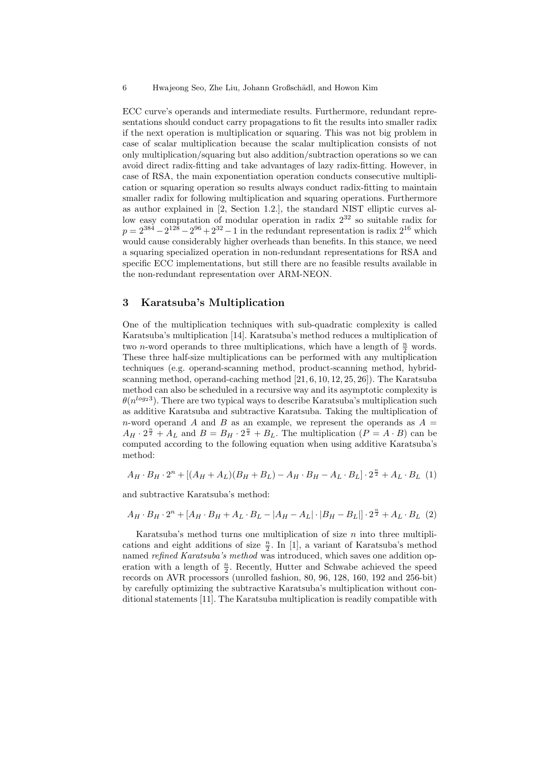ECC curve's operands and intermediate results. Furthermore, redundant representations should conduct carry propagations to fit the results into smaller radix if the next operation is multiplication or squaring. This was not big problem in case of scalar multiplication because the scalar multiplication consists of not only multiplication/squaring but also addition/subtraction operations so we can avoid direct radix-fitting and take advantages of lazy radix-fitting. However, in case of RSA, the main exponentiation operation conducts consecutive multiplication or squaring operation so results always conduct radix-fitting to maintain smaller radix for following multiplication and squaring operations. Furthermore as author explained in [2, Section 1.2.], the standard NIST elliptic curves allow easy computation of modular operation in radix $2^{32}$ so suitable radix for $p = 2^{384} - 2^{128} - 2^{96} + 2^{32} - 1$ in the redundant representation is radix $2^{16}$ which would cause considerably higher overheads than benefits. In this stance, we need a squaring specialized operation in non-redundant representations for RSA and specific ECC implementations, but still there are no feasible results available in the non-redundant representation over ARM-NEON.

## 3 Karatsuba's Multiplication

One of the multiplication techniques with sub-quadratic complexity is called Karatsuba's multiplication [14]. Karatsuba's method reduces a multiplication of two $n$-word operands to three multiplications, which have a length of $\frac{n}{2}$ words. These three half-size multiplications can be performed with any multiplication techniques (e.g. operand-scanning method, product-scanning method, hybrid-scanning method, operand-caching method [21, 6, 10, 12, 25, 26]). The Karatsuba method can also be scheduled in a recursive way and its asymptotic complexity is $\theta(n^{log_2 3})$. There are two typical ways to describe Karatsuba's multiplication such as additive Karatsuba and subtractive Karatsuba. Taking the multiplication of $n$-word operand $A$ and $B$ as an example, we represent the operands as $A = A_H \cdot 2^{\frac{n}{2}} + A_L$ and $B = B_H \cdot 2^{\frac{n}{2}} + B_L$. The multiplication ($P = A \cdot B$) can be computed according to the following equation when using additive Karatsuba's method:

$$A_H \cdot B_H \cdot 2^n + [(A_H + A_L)(B_H + B_L) - A_H \cdot B_H - A_L \cdot B_L] \cdot 2^{\frac{n}{2}} + A_L \cdot B_L \quad (1)$$

and subtractive Karatsuba's method:

$$A_H \cdot B_H \cdot 2^n + [A_H \cdot B_H + A_L \cdot B_L - |A_H - A_L| \cdot |B_H - B_L|] \cdot 2^{\frac{n}{2}} + A_L \cdot B_L \quad (2)$$

Karatsuba's method turns one multiplication of size $n$ into three multiplications and eight additions of size $\frac{n}{2}$. In [1], a variant of Karatsuba's method named *refined Karatsuba's method* was introduced, which saves one addition operation with a length of $\frac{n}{2}$. Recently, Hutter and Schwabe achieved the speed records on AVR processors (unrolled fashion, 80, 96, 128, 160, 192 and 256-bit) by carefully optimizing the subtractive Karatsuba's multiplication without conditional statements [11]. The Karatsuba multiplication is readily compatible with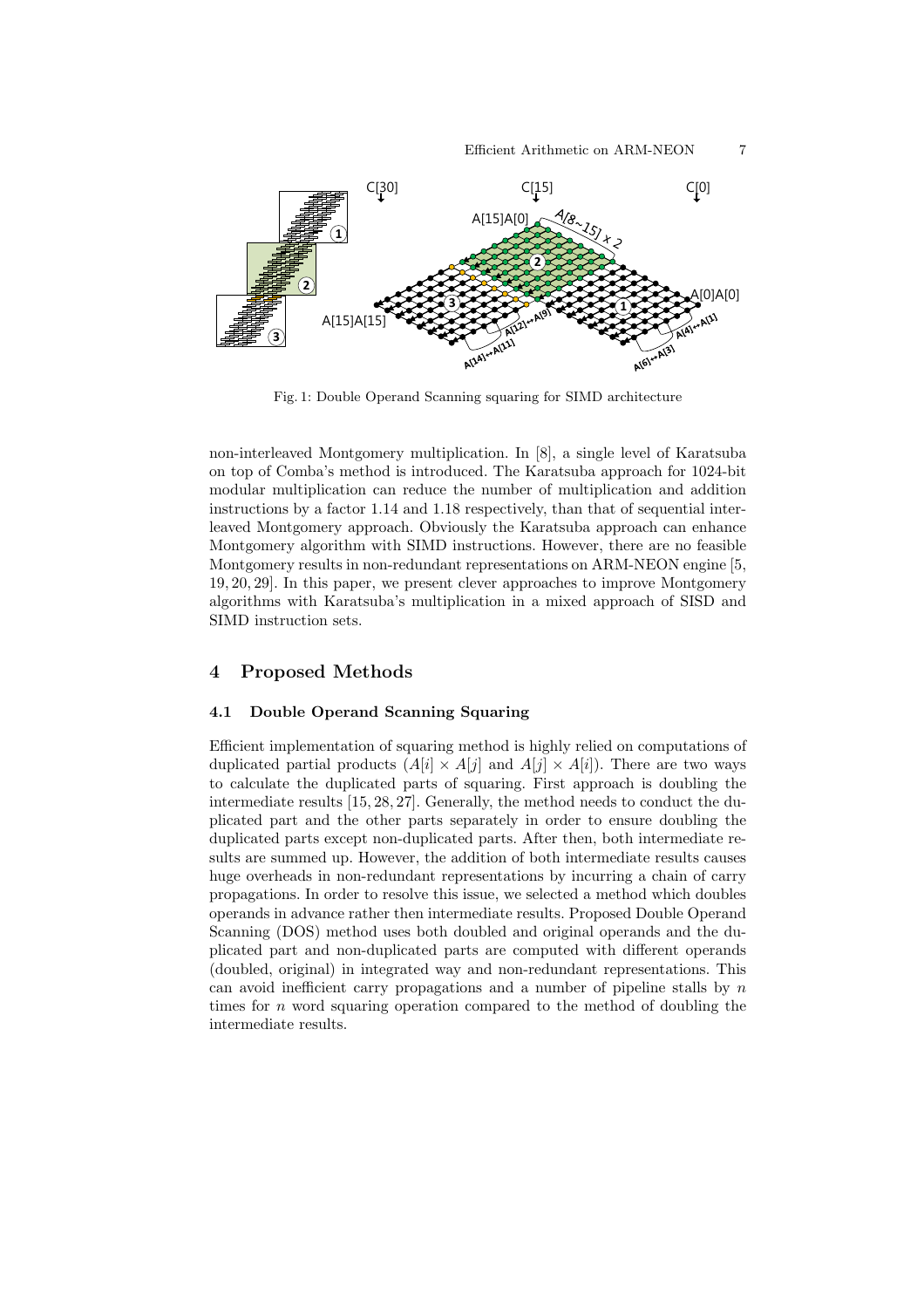Fig. 1: Double Operand Scanning squaring for SIMD architecture

non-interleaved Montgomery multiplication. In [8], a single level of Karatsuba on top of Comba's method is introduced. The Karatsuba approach for 1024-bit modular multiplication can reduce the number of multiplication and addition instructions by a factor 1.14 and 1.18 respectively, than that of sequential interleaved Montgomery approach. Obviously the Karatsuba approach can enhance Montgomery algorithm with SIMD instructions. However, there are no feasible Montgomery results in non-redundant representations on ARM-NEON engine [5, 19, 20, 29]. In this paper, we present clever approaches to improve Montgomery algorithms with Karatsuba's multiplication in a mixed approach of SISD and SIMD instruction sets.

## 4 Proposed Methods

### 4.1 Double Operand Scanning Squaring

Efficient implementation of squaring method is highly relied on computations of duplicated partial products ($A[i] \times A[j]$ and $A[j] \times A[i]$). There are two ways to calculate the duplicated parts of squaring. First approach is doubling the intermediate results [15, 28, 27]. Generally, the method needs to conduct the duplicated part and the other parts separately in order to ensure doubling the duplicated parts except non-duplicated parts. After then, both intermediate results are summed up. However, the addition of both intermediate results causes huge overheads in non-redundant representations by incurring a chain of carry propagations. In order to resolve this issue, we selected a method which doubles operands in advance rather then intermediate results. Proposed Double Operand Scanning (DOS) method uses both doubled and original operands and the duplicated part and non-duplicated parts are computed with different operands (doubled, original) in integrated way and non-redundant representations. This can avoid inefficient carry propagations and a number of pipeline stalls by $n$ times for $n$ word squaring operation compared to the method of doubling the intermediate results.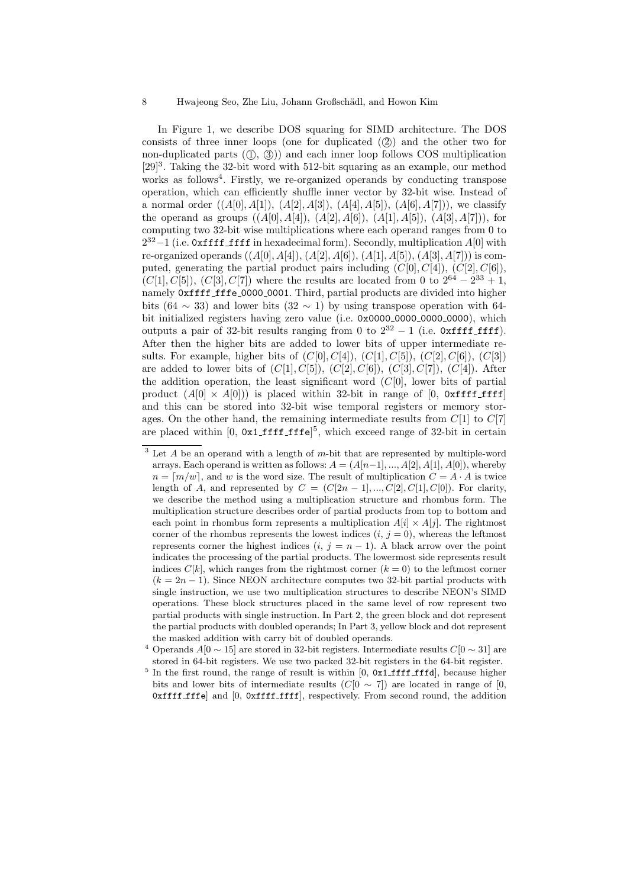In Figure 1, we describe DOS squaring for SIMD architecture. The DOS consists of three inner loops (one for duplicated (②) and the other two for non-duplicated parts (①, ③)) and each inner loop follows COS multiplication [29][3]. Taking the 32-bit word with 512-bit squaring as an example, our method works as follows[4]. Firstly, we re-organized operands by conducting transpose operation, which can efficiently shuffle inner vector by 32-bit wise. Instead of a normal order $((A[0], A[1]), (A[2], A[3]), (A[4], A[5]), (A[6], A[7]))$, we classify the operand as groups $((A[0], A[4]), (A[2], A[6]), (A[1], A[5]), (A[3], A[7]))$, for computing two 32-bit wise multiplications where each operand ranges from 0 to $2^{32}-1$ (i.e. `0xffff_ffff` in hexadecimal form). Secondly, multiplication $A[0]$ with re-organized operands $((A[0], A[4]), (A[2], A[6]), (A[1], A[5]), (A[3], A[7]))$ is computed, generating the partial product pairs including $(C[0], C[4])$, $(C[2], C[6])$, $(C[1], C[5])$, $(C[3], C[7])$ where the results are located from 0 to $2^{64} - 2^{33} + 1$, namely `0xffff_fffe_0000_0001`. Third, partial products are divided into higher bits ($64 \sim 33$) and lower bits ($32 \sim 1$) by using transpose operation with 64-bit initialized registers having zero value (i.e. `0x0000_0000_0000_0000`), which outputs a pair of 32-bit results ranging from 0 to $2^{32} - 1$ (i.e. `0xffff_ffff`). After then the higher bits are added to lower bits of upper intermediate results. For example, higher bits of $(C[0], C[4])$, $(C[1], C[5])$, $(C[2], C[6])$, $(C[3])$ are added to lower bits of $(C[1], C[5])$, $(C[2], C[6])$, $(C[3], C[7])$, $(C[4])$. After the addition operation, the least significant word ($C[0]$, lower bits of partial product $(A[0] \times A[0])$) is placed within 32-bit in range of [0, `0xffff_ffff`] and this can be stored into 32-bit wise temporal registers or memory storages. On the other hand, the remaining intermediate results from $C[1]$ to $C[7]$ are placed within [0, `0x1_ffff_fffe`][5], which exceed range of 32-bit in certain

---

[3] Let $A$ be an operand with a length of $m$-bit that are represented by multiple-word arrays. Each operand is written as follows: $A = (A[n-1], ..., A[2], A[1], A[0])$, whereby $n = \lceil m/w \rceil$, and $w$ is the word size. The result of multiplication $C = A \cdot A$ is twice length of $A$, and represented by $C = (C[2n-1], ..., C[2], C[1], C[0])$. For clarity, we describe the method using a multiplication structure and rhombus form. The multiplication structure describes order of partial products from top to bottom and each point in rhombus form represents a multiplication $A[i] \times A[j]$. The rightmost corner of the rhombus represents the lowest indices ($i, j = 0$), whereas the leftmost represents corner the highest indices ($i, j = n-1$). A black arrow over the point indicates the processing of the partial products. The lowermost side represents result indices $C[k]$, which ranges from the rightmost corner ($k = 0$) to the leftmost corner ($k = 2n-1$). Since NEON architecture computes two 32-bit partial products with single instruction, we use two multiplication structures to describe NEON's SIMD operations. These block structures placed in the same level of row represent two partial products with single instruction. In Part 2, the green block and dot represent the partial products with doubled operands; In Part 3, yellow block and dot represent the masked addition with carry bit of doubled operands.

[4] Operands $A[0 \sim 15]$ are stored in 32-bit registers. Intermediate results $C[0 \sim 31]$ are stored in 64-bit registers. We use two packed 32-bit registers in the 64-bit register.

[5] In the first round, the range of result is within [0, `0x1_ffff_fffd`], because higher bits and lower bits of intermediate results ($C[0 \sim 7]$) are located in range of [0, `0xffff_fffe`] and [0, `0xffff_ffff`], respectively. From second round, the addition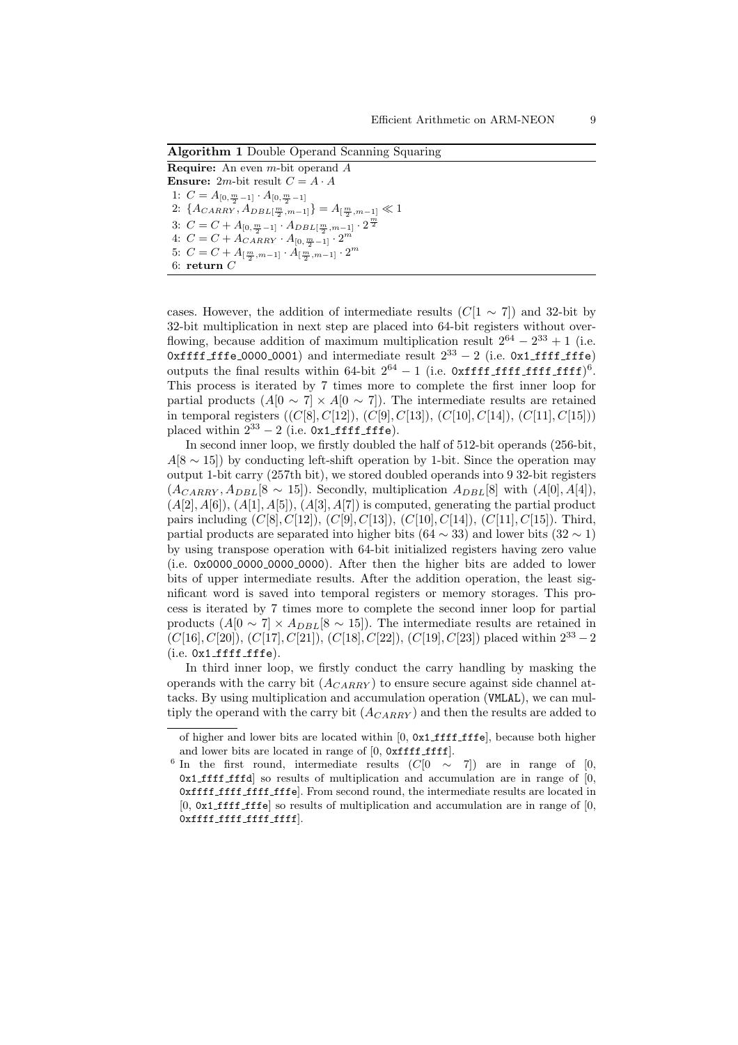**Algorithm 1** Double Operand Scanning Squaring

**Require:** An even $m$-bit operand $A$
**Ensure:** $2m$-bit result $C = A \cdot A$
1: $C = A_{[0,\frac{m}{2}-1]} \cdot A_{[0,\frac{m}{2}-1]}$
2: $\{A_{CARRY}, A_{DBL[\frac{m}{2},m-1]}\} = A_{[\frac{m}{2},m-1]} \ll 1$
3: $C = C + A_{[0,\frac{m}{2}-1]} \cdot A_{DBL[\frac{m}{2},m-1]} \cdot 2^{\frac{m}{2}}$
4: $C = C + A_{CARRY} \cdot A_{[0,\frac{m}{2}-1]} \cdot 2^{m}$
5: $C = C + A_{[\frac{m}{2},m-1]} \cdot A_{[\frac{m}{2},m-1]} \cdot 2^{m}$
6: **return** $C$

cases. However, the addition of intermediate results ($C[1 \sim 7]$) and 32-bit by 32-bit multiplication in next step are placed into 64-bit registers without overflowing, because addition of maximum multiplication result $2^{64} - 2^{33} + 1$ (i.e. `0xffff_fffe_0000_0001`) and intermediate result $2^{33} - 2$ (i.e. `0x1_ffff_fffe`) outputs the final results within 64-bit $2^{64} - 1$ (i.e. `0xffff_ffff_ffff_ffff`)[6]. This process is iterated by 7 times more to complete the first inner loop for partial products ($A[0 \sim 7] \times A[0 \sim 7]$). The intermediate results are retained in temporal registers (($C[8], C[12]$), ($C[9], C[13]$), ($C[10], C[14]$), ($C[11], C[15]$)) placed within $2^{33} - 2$ (i.e. `0x1_ffff_fffe`).

In second inner loop, we firstly doubled the half of 512-bit operands (256-bit, $A[8 \sim 15]$) by conducting left-shift operation by 1-bit. Since the operation may output 1-bit carry (257th bit), we stored doubled operands into 9 32-bit registers ($A_{CARRY}, A_{DBL}[8 \sim 15]$). Secondly, multiplication $A_{DBL}[8]$ with ($A[0], A[4]$), ($A[2], A[6]$), ($A[1], A[5]$), ($A[3], A[7]$) is computed, generating the partial product pairs including ($C[8], C[12]$), ($C[9], C[13]$), ($C[10], C[14]$), ($C[11], C[15]$). Third, partial products are separated into higher bits ($64 \sim 33$) and lower bits ($32 \sim 1$) by using transpose operation with 64-bit initialized registers having zero value (i.e. `0x0000_0000_0000_0000`). After then the higher bits are added to lower bits of upper intermediate results. After the addition operation, the least significant word is saved into temporal registers or memory storages. This process is iterated by 7 times more to complete the second inner loop for partial products ($A[0 \sim 7] \times A_{DBL}[8 \sim 15]$). The intermediate results are retained in ($C[16], C[20]$), ($C[17], C[21]$), ($C[18], C[22]$), ($C[19], C[23]$) placed within $2^{33} - 2$ (i.e. `0x1_ffff_fffe`).

In third inner loop, we firstly conduct the carry handling by masking the operands with the carry bit ($A_{CARRY}$) to ensure secure against side channel attacks. By using multiplication and accumulation operation (`VMLAL`), we can multiply the operand with the carry bit ($A_{CARRY}$) and then the results are added to

---

of higher and lower bits are located within [0, `0x1_ffff_fffe`], because both higher and lower bits are located in range of [0, `0xffff_ffff`].

[6] In the first round, intermediate results ($C[0 \sim 7]$) are in range of [0, `0x1_ffff_fffd`] so results of multiplication and accumulation are in range of [0, `0xffff_ffff_ffff_fffe`]. From second round, the intermediate results are located in [0, `0x1_ffff_fffe`] so results of multiplication and accumulation are in range of [0, `0xffff_ffff_ffff_ffff`].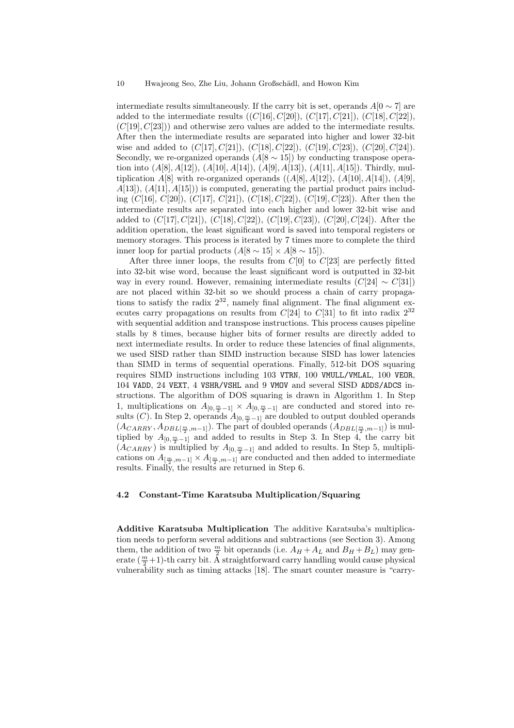intermediate results simultaneously. If the carry bit is set, operands $A[0 \sim 7]$ are added to the intermediate results $((C[16], C[20])$, $(C[17], C[21])$, $(C[18], C[22])$, $(C[19], C[23]))$ and otherwise zero values are added to the intermediate results. After then the intermediate results are separated into higher and lower 32-bit wise and added to $(C[17], C[21])$, $(C[18], C[22])$, $(C[19], C[23])$, $(C[20], C[24])$. Secondly, we re-organized operands $(A[8 \sim 15])$ by conducting transpose operation into $(A[8], A[12])$, $(A[10], A[14])$, $(A[9], A[13])$, $(A[11], A[15])$. Thirdly, multiplication $A[8]$ with re-organized operands $((A[8], A[12])$, $(A[10], A[14])$, $(A[9], A[13])$, $(A[11], A[15]))$ is computed, generating the partial product pairs including $(C[16], C[20])$, $(C[17], C[21])$, $(C[18], C[22])$, $(C[19], C[23])$. After then the intermediate results are separated into each higher and lower 32-bit wise and added to $(C[17], C[21])$, $(C[18], C[22])$, $(C[19], C[23])$, $(C[20], C[24])$. After the addition operation, the least significant word is saved into temporal registers or memory storages. This process is iterated by 7 times more to complete the third inner loop for partial products $(A[8 \sim 15] \times A[8 \sim 15])$.

After three inner loops, the results from $C[0]$ to $C[23]$ are perfectly fitted into 32-bit wise word, because the least significant word is outputted in 32-bit way in every round. However, remaining intermediate results $(C[24] \sim C[31])$ are not placed within 32-bit so we should process a chain of carry propagations to satisfy the radix $2^{32}$, namely final alignment. The final alignment executes carry propagations on results from $C[24]$ to $C[31]$ to fit into radix $2^{32}$ with sequential addition and transpose instructions. This process causes pipeline stalls by 8 times, because higher bits of former results are directly added to next intermediate results. In order to reduce these latencies of final alignments, we used SISD rather than SIMD instruction because SISD has lower latencies than SIMD in terms of sequential operations. Finally, 512-bit DOS squaring requires SIMD instructions including 103 `VTRN`, 100 `VMULL/VMLAL`, 100 `VEOR`, 104 `VADD`, 24 `VEXT`, 4 `VSHR/VSHL` and 9 `VMOV` and several SISD `ADDS/ADCS` instructions. The algorithm of DOS squaring is drawn in Algorithm 1. In Step 1, multiplications on $A_{[0,\frac{m}{2}-1]} \times A_{[0,\frac{m}{2}-1]}$ are conducted and stored into results $(C)$. In Step 2, operands $A_{[0,\frac{m}{2}-1]}$ are doubled to output doubled operands $(A_{CARRY}, A_{DBL[\frac{m}{2},m-1]})$. The part of doubled operands $(A_{DBL[\frac{m}{2},m-1]})$ is multiplied by $A_{[0,\frac{m}{2}-1]}$ and added to results in Step 3. In Step 4, the carry bit $(A_{CARRY})$ is multiplied by $A_{[0,\frac{m}{2}-1]}$ and added to results. In Step 5, multiplications on $A_{[\frac{m}{2},m-1]} \times A_{[\frac{m}{2},m-1]}$ are conducted and then added to intermediate results. Finally, the results are returned in Step 6.

### 4.2 Constant-Time Karatsuba Multiplication/Squaring

**Additive Karatsuba Multiplication** The additive Karatsuba's multiplication needs to perform several additions and subtractions (see Section 3). Among them, the addition of two $\frac{m}{2}$ bit operands (i.e. $A_H + A_L$ and $B_H + B_L$) may generate $(\frac{m}{2}+1)$-th carry bit. A straightforward carry handling would cause physical vulnerability such as timing attacks [18]. The smart counter measure is "carry-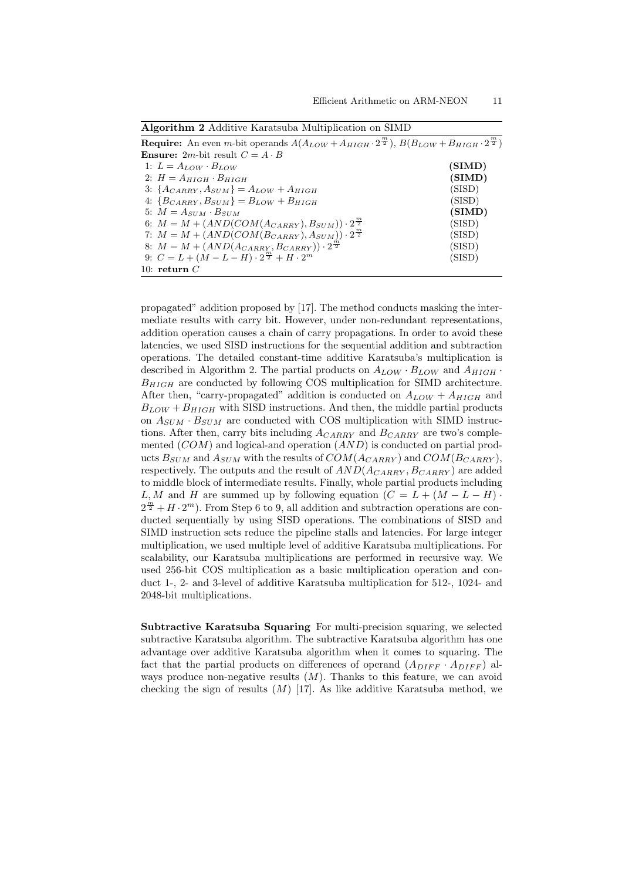**Algorithm 2** Additive Karatsuba Multiplication on SIMD

**Require:** An even $m$-bit operands $A(A_{LOW} + A_{HIGH} \cdot 2^{\frac{m}{2}})$, $B(B_{LOW} + B_{HIGH} \cdot 2^{\frac{m}{2}})$
**Ensure:** $2m$-bit result $C = A \cdot B$

| Step | Operation | Type |
|---|---|---|
| 1: | $L = A_{LOW} \cdot B_{LOW}$ | **(SIMD)** |
| 2: | $H = A_{HIGH} \cdot B_{HIGH}$ | **(SIMD)** |
| 3: | $\{A_{CARRY}, A_{SUM}\} = A_{LOW} + A_{HIGH}$ | (SISD) |
| 4: | $\{B_{CARRY}, B_{SUM}\} = B_{LOW} + B_{HIGH}$ | (SISD) |
| 5: | $M = A_{SUM} \cdot B_{SUM}$ | **(SIMD)** |
| 6: | $M = M + (AND(COM(A_{CARRY}), B_{SUM})) \cdot 2^{\frac{m}{2}}$ | (SISD) |
| 7: | $M = M + (AND(COM(B_{CARRY}), A_{SUM})) \cdot 2^{\frac{m}{2}}$ | (SISD) |
| 8: | $M = M + (AND(A_{CARRY}, B_{CARRY})) \cdot 2^{\frac{m}{2}}$ | (SISD) |
| 9: | $C = L + (M - L - H) \cdot 2^{\frac{m}{2}} + H \cdot 2^{m}$ | (SISD) |
| 10: | **return** $C$ | |

propagated" addition proposed by [17]. The method conducts masking the intermediate results with carry bit. However, under non-redundant representations, addition operation causes a chain of carry propagations. In order to avoid these latencies, we used SISD instructions for the sequential addition and subtraction operations. The detailed constant-time additive Karatsuba's multiplication is described in Algorithm 2. The partial products on $A_{LOW} \cdot B_{LOW}$ and $A_{HIGH} \cdot B_{HIGH}$ are conducted by following COS multiplication for SIMD architecture. After then, "carry-propagated" addition is conducted on $A_{LOW} + A_{HIGH}$ and $B_{LOW} + B_{HIGH}$ with SISD instructions. And then, the middle partial products on $A_{SUM} \cdot B_{SUM}$ are conducted with COS multiplication with SIMD instructions. After then, carry bits including $A_{CARRY}$ and $B_{CARRY}$ are two's complemented ($COM$) and logical-and operation ($AND$) is conducted on partial products $B_{SUM}$ and $A_{SUM}$ with the results of $COM(A_{CARRY})$ and $COM(B_{CARRY})$, respectively. The outputs and the result of $AND(A_{CARRY}, B_{CARRY})$ are added to middle block of intermediate results. Finally, whole partial products including $L, M$ and $H$ are summed up by following equation ($C = L + (M - L - H) \cdot 2^{\frac{m}{2}} + H \cdot 2^{m}$). From Step 6 to 9, all addition and subtraction operations are conducted sequentially by using SISD operations. The combinations of SISD and SIMD instruction sets reduce the pipeline stalls and latencies. For large integer multiplication, we used multiple level of additive Karatsuba multiplications. For scalability, our Karatsuba multiplications are performed in recursive way. We used 256-bit COS multiplication as a basic multiplication operation and conduct 1-, 2- and 3-level of additive Karatsuba multiplication for 512-, 1024- and 2048-bit multiplications.

**Subtractive Karatsuba Squaring** For multi-precision squaring, we selected subtractive Karatsuba algorithm. The subtractive Karatsuba algorithm has one advantage over additive Karatsuba algorithm when it comes to squaring. The fact that the partial products on differences of operand ($A_{DIFF} \cdot A_{DIFF}$) always produce non-negative results ($M$). Thanks to this feature, we can avoid checking the sign of results ($M$) [17]. As like additive Karatsuba method, we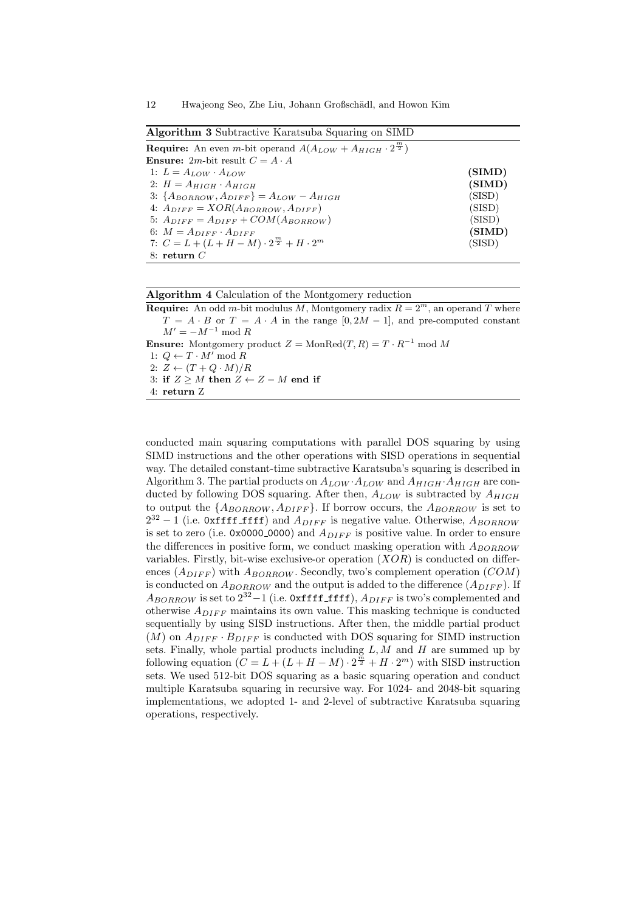**Algorithm 3** Subtractive Karatsuba Squaring on SIMD

**Require:** An even $m$-bit operand $A(A_{LOW} + A_{HIGH} \cdot 2^{\frac{m}{2}})$
**Ensure:** $2m$-bit result $C = A \cdot A$

1: $L = A_{LOW} \cdot A_{LOW}$ **(SIMD)**
2: $H = A_{HIGH} \cdot A_{HIGH}$ **(SIMD)**
3: $\{A_{BORROW}, A_{DIFF}\} = A_{LOW} - A_{HIGH}$ (SISD)
4: $A_{DIFF} = XOR(A_{BORROW}, A_{DIFF})$ (SISD)
5: $A_{DIFF} = A_{DIFF} + COM(A_{BORROW})$ (SISD)
6: $M = A_{DIFF} \cdot A_{DIFF}$ **(SIMD)**
7: $C = L + (L + H - M) \cdot 2^{\frac{m}{2}} + H \cdot 2^m$ (SISD)
8: **return** $C$

**Algorithm 4** Calculation of the Montgomery reduction

**Require:** An odd $m$-bit modulus $M$, Montgomery radix $R = 2^m$, an operand $T$ where $T = A \cdot B$ or $T = A \cdot A$ in the range $[0, 2M - 1]$, and pre-computed constant $M' = -M^{-1} \bmod R$
**Ensure:** Montgomery product $Z = \text{MonRed}(T, R) = T \cdot R^{-1} \bmod M$

1: $Q \leftarrow T \cdot M' \bmod R$
2: $Z \leftarrow (T + Q \cdot M)/R$
3: **if** $Z \geq M$ **then** $Z \leftarrow Z - M$ **end if**
4: **return** Z

conducted main squaring computations with parallel DOS squaring by using SIMD instructions and the other operations with SISD operations in sequential way. The detailed constant-time subtractive Karatsuba's squaring is described in Algorithm 3. The partial products on $A_{LOW} \cdot A_{LOW}$ and $A_{HIGH} \cdot A_{HIGH}$ are conducted by following DOS squaring. After then, $A_{LOW}$ is subtracted by $A_{HIGH}$ to output the $\{A_{BORROW}, A_{DIFF}\}$. If borrow occurs, the $A_{BORROW}$ is set to $2^{32} - 1$ (i.e. `0xffff_ffff`) and $A_{DIFF}$ is negative value. Otherwise, $A_{BORROW}$ is set to zero (i.e. `0x0000_0000`) and $A_{DIFF}$ is positive value. In order to ensure the differences in positive form, we conduct masking operation with $A_{BORROW}$ variables. Firstly, bit-wise exclusive-or operation ($XOR$) is conducted on differences ($A_{DIFF}$) with $A_{BORROW}$. Secondly, two's complement operation ($COM$) is conducted on $A_{BORROW}$ and the output is added to the difference ($A_{DIFF}$). If $A_{BORROW}$ is set to $2^{32}-1$ (i.e. `0xffff_ffff`), $A_{DIFF}$ is two's complemented and otherwise $A_{DIFF}$ maintains its own value. This masking technique is conducted sequentially by using SISD instructions. After then, the middle partial product ($M$) on $A_{DIFF} \cdot B_{DIFF}$ is conducted with DOS squaring for SIMD instruction sets. Finally, whole partial products including $L, M$ and $H$ are summed up by following equation ($C = L + (L + H - M) \cdot 2^{\frac{m}{2}} + H \cdot 2^m$) with SISD instruction sets. We used 512-bit DOS squaring as a basic squaring operation and conduct multiple Karatsuba squaring in recursive way. For 1024- and 2048-bit squaring implementations, we adopted 1- and 2-level of subtractive Karatsuba squaring operations, respectively.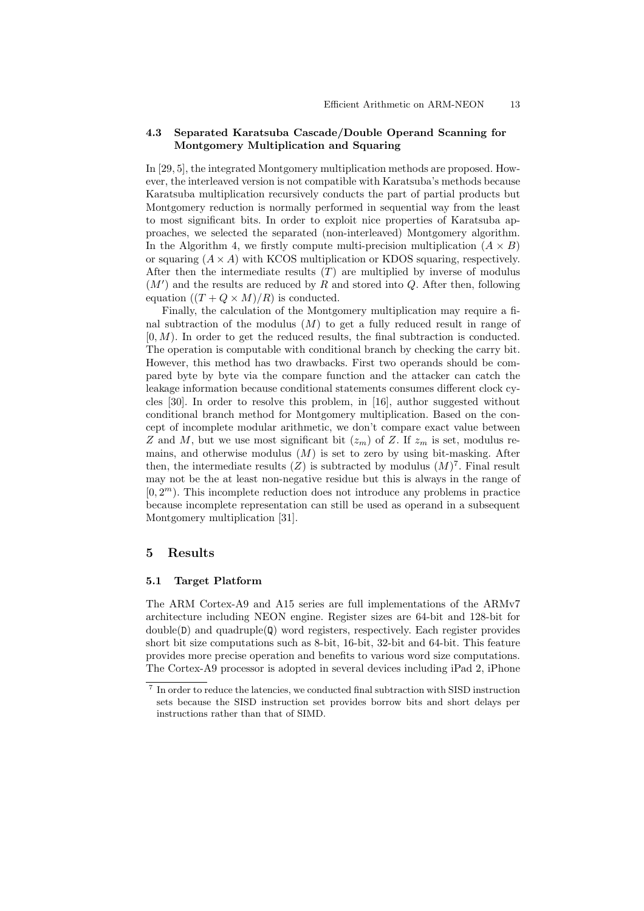### 4.3 Separated Karatsuba Cascade/Double Operand Scanning for Montgomery Multiplication and Squaring

In [29, 5], the integrated Montgomery multiplication methods are proposed. However, the interleaved version is not compatible with Karatsuba's methods because Karatsuba multiplication recursively conducts the part of partial products but Montgomery reduction is normally performed in sequential way from the least to most significant bits. In order to exploit nice properties of Karatsuba approaches, we selected the separated (non-interleaved) Montgomery algorithm. In the Algorithm 4, we firstly compute multi-precision multiplication $(A \times B)$ or squaring $(A \times A)$ with KCOS multiplication or KDOS squaring, respectively. After then the intermediate results $(T)$ are multiplied by inverse of modulus $(M')$ and the results are reduced by $R$ and stored into $Q$. After then, following equation $((T + Q \times M)/R)$ is conducted.

Finally, the calculation of the Montgomery multiplication may require a final subtraction of the modulus $(M)$ to get a fully reduced result in range of $[0, M)$. In order to get the reduced results, the final subtraction is conducted. The operation is computable with conditional branch by checking the carry bit. However, this method has two drawbacks. First two operands should be compared byte by byte via the compare function and the attacker can catch the leakage information because conditional statements consumes different clock cycles [30]. In order to resolve this problem, in [16], author suggested without conditional branch method for Montgomery multiplication. Based on the concept of incomplete modular arithmetic, we don't compare exact value between $Z$ and $M$, but we use most significant bit $(z_m)$ of $Z$. If $z_m$ is set, modulus remains, and otherwise modulus $(M)$ is set to zero by using bit-masking. After then, the intermediate results $(Z)$ is subtracted by modulus $(M)$[7]. Final result may not be the at least non-negative residue but this is always in the range of $[0, 2^m)$. This incomplete reduction does not introduce any problems in practice because incomplete representation can still be used as operand in a subsequent Montgomery multiplication [31].

## 5 Results

### 5.1 Target Platform

The ARM Cortex-A9 and A15 series are full implementations of the ARMv7 architecture including NEON engine. Register sizes are 64-bit and 128-bit for double(`D`) and quadruple(`Q`) word registers, respectively. Each register provides short bit size computations such as 8-bit, 16-bit, 32-bit and 64-bit. This feature provides more precise operation and benefits to various word size computations. The Cortex-A9 processor is adopted in several devices including iPad 2, iPhone

[7] In order to reduce the latencies, we conducted final subtraction with SISD instruction sets because the SISD instruction set provides borrow bits and short delays per instructions rather than that of SIMD.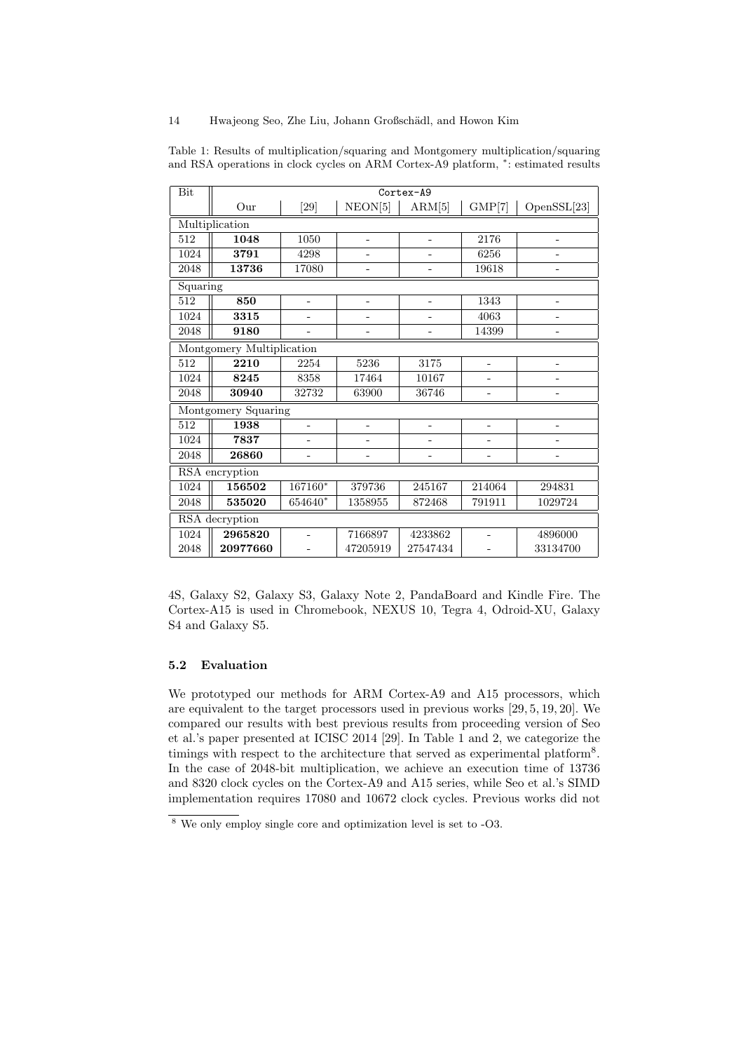Table 1: Results of multiplication/squaring and Montgomery multiplication/squaring and RSA operations in clock cycles on ARM Cortex-A9 platform, *: estimated results

| Bit | Cortex-A9 | | | | | |
|---|---|---|---|---|---|---|
| | Our | [29] | NEON[5] | ARM[5] | GMP[7] | OpenSSL[23] |
| Multiplication | | | | | | |
| 512 | **1048** | 1050 | - | - | 2176 | - |
| 1024 | **3791** | 4298 | - | - | 6256 | - |
| 2048 | **13736** | 17080 | - | - | 19618 | - |
| Squaring | | | | | | |
| 512 | **850** | - | - | - | 1343 | - |
| 1024 | **3315** | - | - | - | 4063 | - |
| 2048 | **9180** | - | - | - | 14399 | - |
| Montgomery Multiplication | | | | | | |
| 512 | **2210** | 2254 | 5236 | 3175 | - | - |
| 1024 | **8245** | 8358 | 17464 | 10167 | - | - |
| 2048 | **30940** | 32732 | 63900 | 36746 | - | - |
| Montgomery Squaring | | | | | | |
| 512 | **1938** | - | - | - | - | - |
| 1024 | **7837** | - | - | - | - | - |
| 2048 | **26860** | - | - | - | - | - |
| RSA encryption | | | | | | |
| 1024 | **156502** | 167160* | 379736 | 245167 | 214064 | 294831 |
| 2048 | **535020** | 654640* | 1358955 | 872468 | 791911 | 1029724 |
| RSA decryption | | | | | | |
| 1024 | **2965820** | - | 7166897 | 4233862 | - | 4896000 |
| 2048 | **20977660** | - | 47205919 | 27547434 | - | 33134700 |

4S, Galaxy S2, Galaxy S3, Galaxy Note 2, PandaBoard and Kindle Fire. The Cortex-A15 is used in Chromebook, NEXUS 10, Tegra 4, Odroid-XU, Galaxy S4 and Galaxy S5.

### 5.2 Evaluation

We prototyped our methods for ARM Cortex-A9 and A15 processors, which are equivalent to the target processors used in previous works [29, 5, 19, 20]. We compared our results with best previous results from proceeding version of Seo et al.'s paper presented at ICISC 2014 [29]. In Table 1 and 2, we categorize the timings with respect to the architecture that served as experimental platform[8]. In the case of 2048-bit multiplication, we achieve an execution time of 13736 and 8320 clock cycles on the Cortex-A9 and A15 series, while Seo et al.'s SIMD implementation requires 17080 and 10672 clock cycles. Previous works did not

[8] We only employ single core and optimization level is set to -O3.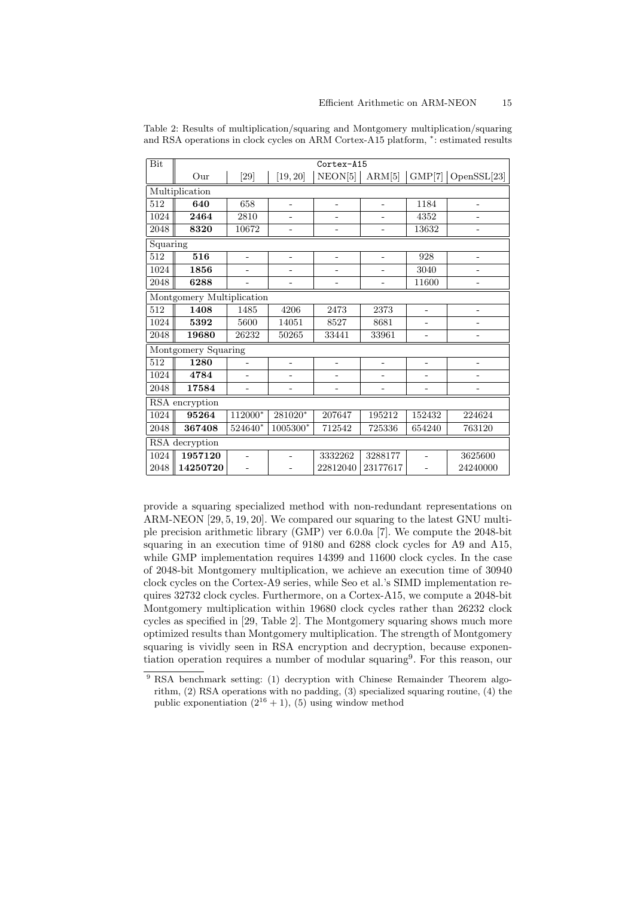Table 2: Results of multiplication/squaring and Montgomery multiplication/squaring and RSA operations in clock cycles on ARM Cortex-A15 platform, *: estimated results

| Bit | Cortex-A15 | | | | | | |
|---|---|---|---|---|---|---|---|
| | Our | [29] | [19, 20] | NEON[5] | ARM[5] | GMP[7] | OpenSSL[23] |
| Multiplication | | | | | | | |
| 512 | **640** | 658 | - | - | - | 1184 | - |
| 1024 | **2464** | 2810 | - | - | - | 4352 | - |
| 2048 | **8320** | 10672 | - | - | - | 13632 | - |
| Squaring | | | | | | | |
| 512 | **516** | - | - | - | - | 928 | - |
| 1024 | **1856** | - | - | - | - | 3040 | - |
| 2048 | **6288** | - | - | - | - | 11600 | - |
| Montgomery Multiplication | | | | | | | |
| 512 | **1408** | 1485 | 4206 | 2473 | 2373 | - | - |
| 1024 | **5392** | 5600 | 14051 | 8527 | 8681 | - | - |
| 2048 | **19680** | 26232 | 50265 | 33441 | 33961 | - | - |
| Montgomery Squaring | | | | | | | |
| 512 | **1280** | - | - | - | - | - | - |
| 1024 | **4784** | - | - | - | - | - | - |
| 2048 | **17584** | - | - | - | - | - | - |
| RSA encryption | | | | | | | |
| 1024 | **95264** | 112000* | 281020* | 207647 | 195212 | 152432 | 224624 |
| 2048 | **367408** | 524640* | 1005300* | 712542 | 725336 | 654240 | 763120 |
| RSA decryption | | | | | | | |
| 1024 | **1957120** | - | - | 3332262 | 3288177 | - | 3625600 |
| 2048 | **14250720** | - | - | 22812040 | 23177617 | - | 24240000 |

provide a squaring specialized method with non-redundant representations on ARM-NEON [29, 5, 19, 20]. We compared our squaring to the latest GNU multiple precision arithmetic library (GMP) ver 6.0.0a [7]. We compute the 2048-bit squaring in an execution time of 9180 and 6288 clock cycles for A9 and A15, while GMP implementation requires 14399 and 11600 clock cycles. In the case of 2048-bit Montgomery multiplication, we achieve an execution time of 30940 clock cycles on the Cortex-A9 series, while Seo et al.'s SIMD implementation requires 32732 clock cycles. Furthermore, on a Cortex-A15, we compute a 2048-bit Montgomery multiplication within 19680 clock cycles rather than 26232 clock cycles as specified in [29, Table 2]. The Montgomery squaring shows much more optimized results than Montgomery multiplication. The strength of Montgomery squaring is vividly seen in RSA encryption and decryption, because exponentiation operation requires a number of modular squaring[9]. For this reason, our

[9] RSA benchmark setting: (1) decryption with Chinese Remainder Theorem algorithm, (2) RSA operations with no padding, (3) specialized squaring routine, (4) the public exponentiation $(2^{16} + 1)$, (5) using window method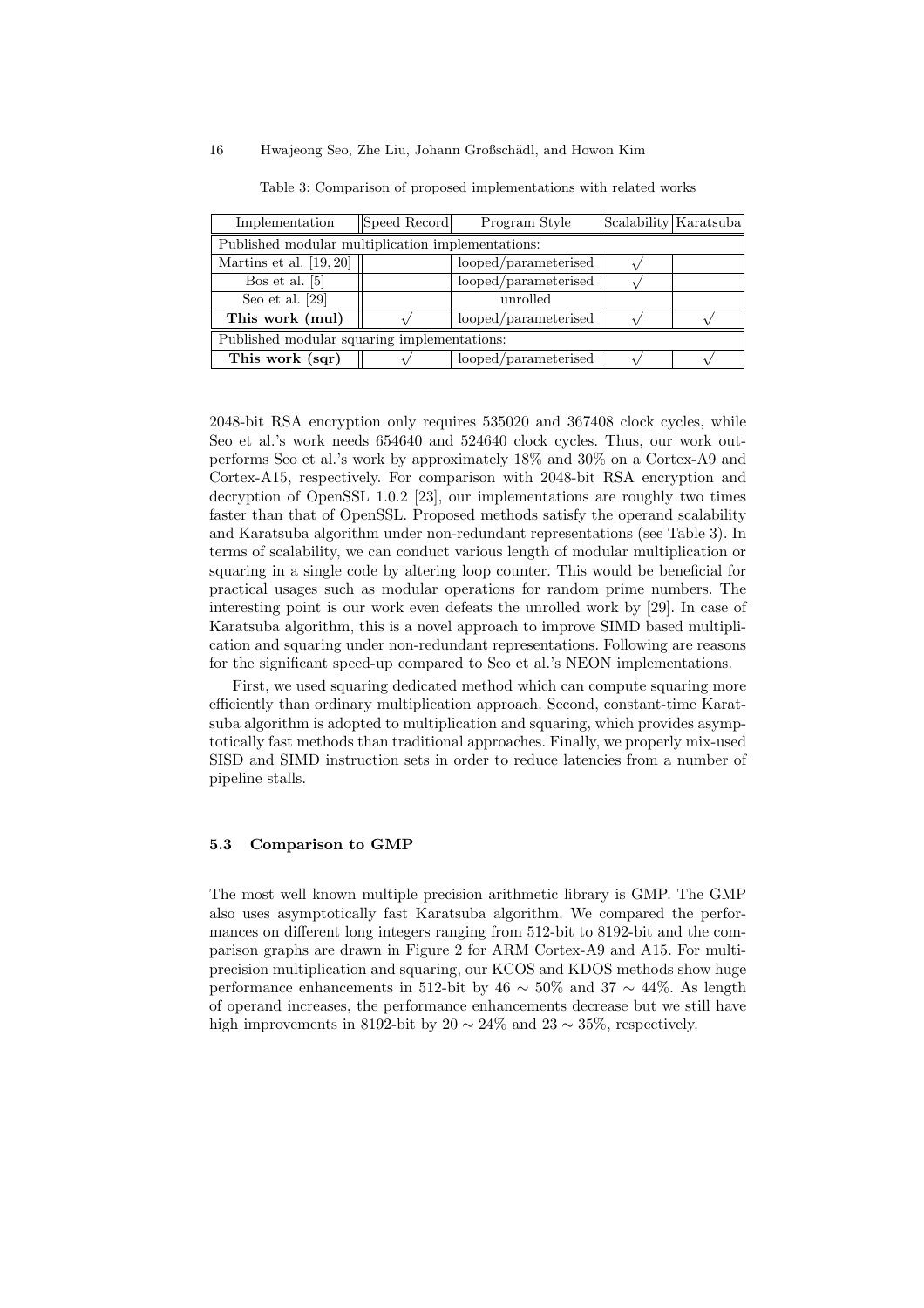Table 3: Comparison of proposed implementations with related works

| Implementation | Speed Record | Program Style | Scalability | Karatsuba |
|---|---|---|---|---|
| Published modular multiplication implementations: | | | | |
| Martins et al. [19, 20] | | looped/parameterised | $\surd$ | |
| Bos et al. [5] | | looped/parameterised | $\surd$ | |
| Seo et al. [29] | | unrolled | | |
| **This work (mul)** | $\surd$ | looped/parameterised | $\surd$ | $\surd$ |
| Published modular squaring implementations: | | | | |
| **This work (sqr)** | $\surd$ | looped/parameterised | $\surd$ | $\surd$ |

2048-bit RSA encryption only requires 535020 and 367408 clock cycles, while Seo et al.'s work needs 654640 and 524640 clock cycles. Thus, our work outperforms Seo et al.'s work by approximately 18% and 30% on a Cortex-A9 and Cortex-A15, respectively. For comparison with 2048-bit RSA encryption and decryption of OpenSSL 1.0.2 [23], our implementations are roughly two times faster than that of OpenSSL. Proposed methods satisfy the operand scalability and Karatsuba algorithm under non-redundant representations (see Table 3). In terms of scalability, we can conduct various length of modular multiplication or squaring in a single code by altering loop counter. This would be beneficial for practical usages such as modular operations for random prime numbers. The interesting point is our work even defeats the unrolled work by [29]. In case of Karatsuba algorithm, this is a novel approach to improve SIMD based multiplication and squaring under non-redundant representations. Following are reasons for the significant speed-up compared to Seo et al.'s NEON implementations.

First, we used squaring dedicated method which can compute squaring more efficiently than ordinary multiplication approach. Second, constant-time Karatsuba algorithm is adopted to multiplication and squaring, which provides asymptotically fast methods than traditional approaches. Finally, we properly mix-used SISD and SIMD instruction sets in order to reduce latencies from a number of pipeline stalls.

### 5.3 Comparison to GMP

The most well known multiple precision arithmetic library is GMP. The GMP also uses asymptotically fast Karatsuba algorithm. We compared the performances on different long integers ranging from 512-bit to 8192-bit and the comparison graphs are drawn in Figure 2 for ARM Cortex-A9 and A15. For multi-precision multiplication and squaring, our KCOS and KDOS methods show huge performance enhancements in 512-bit by $46 \sim 50\%$ and $37 \sim 44\%$. As length of operand increases, the performance enhancements decrease but we still have high improvements in 8192-bit by $20 \sim 24\%$ and $23 \sim 35\%$, respectively.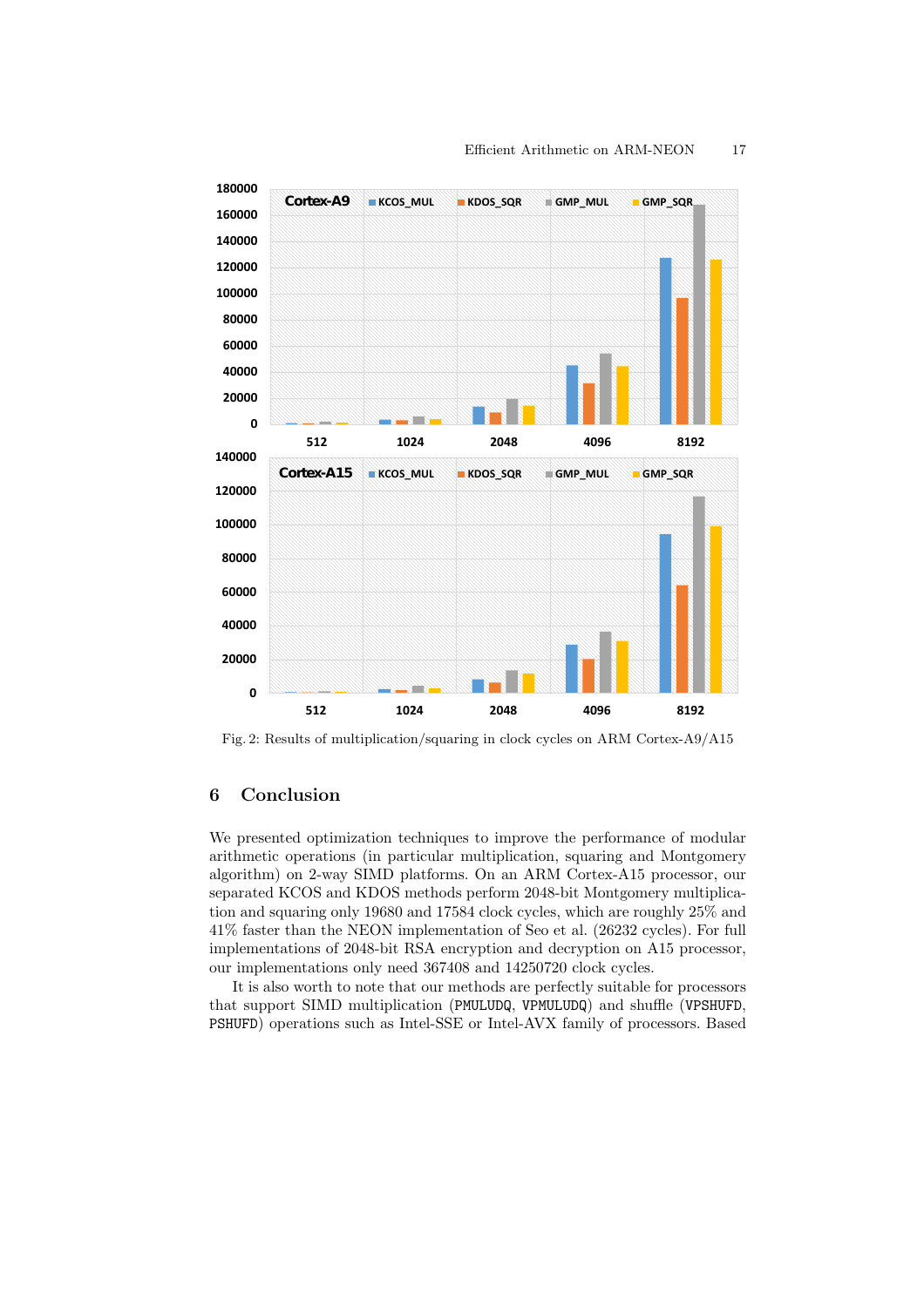Fig. 2: Results of multiplication/squaring in clock cycles on ARM Cortex-A9/A15

## 6 Conclusion

We presented optimization techniques to improve the performance of modular arithmetic operations (in particular multiplication, squaring and Montgomery algorithm) on 2-way SIMD platforms. On an ARM Cortex-A15 processor, our separated KCOS and KDOS methods perform 2048-bit Montgomery multiplication and squaring only 19680 and 17584 clock cycles, which are roughly 25% and 41% faster than the NEON implementation of Seo et al. (26232 cycles). For full implementations of 2048-bit RSA encryption and decryption on A15 processor, our implementations only need 367408 and 14250720 clock cycles.

It is also worth to note that our methods are perfectly suitable for processors that support SIMD multiplication (PMULUDQ, VPMULUDQ) and shuffle (VPSHUFD, PSHUFD) operations such as Intel-SSE or Intel-AVX family of processors. Based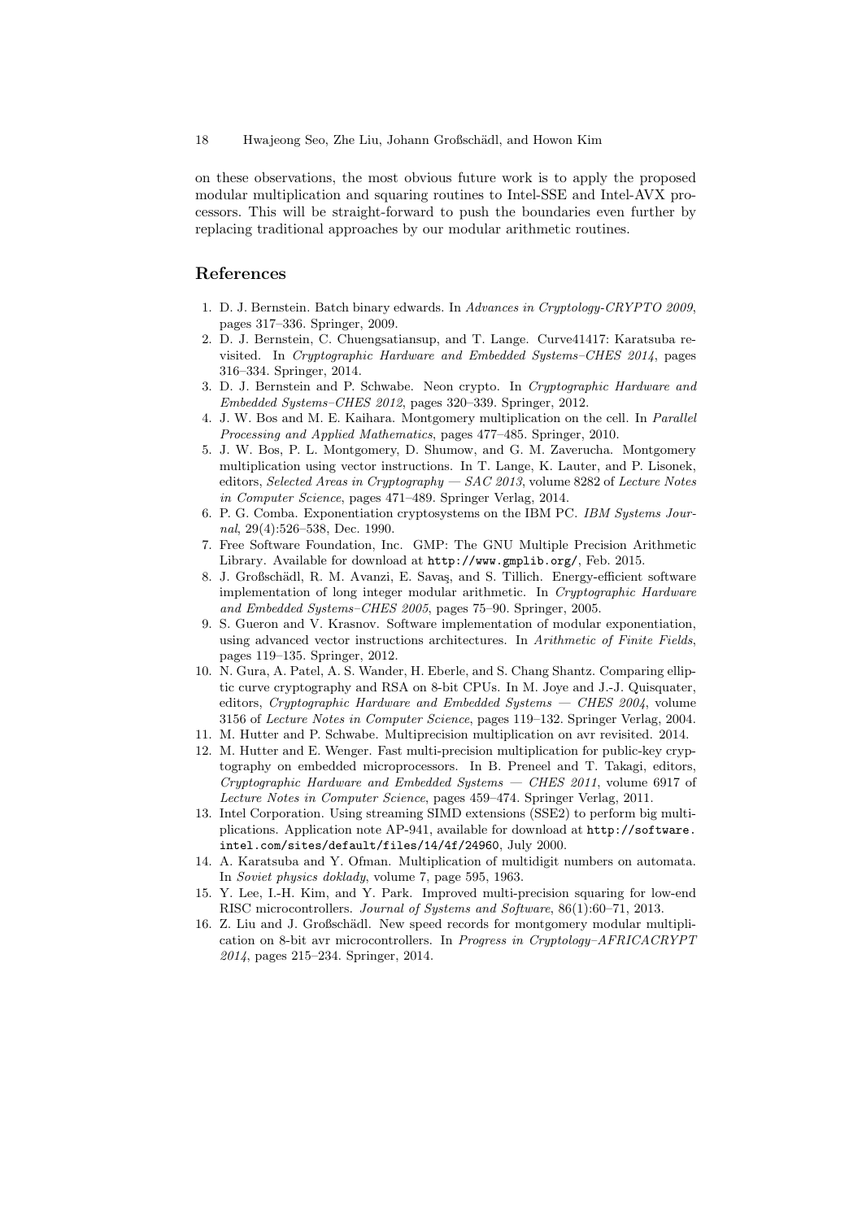on these observations, the most obvious future work is to apply the proposed modular multiplication and squaring routines to Intel-SSE and Intel-AVX processors. This will be straight-forward to push the boundaries even further by replacing traditional approaches by our modular arithmetic routines.

## References

1. D. J. Bernstein. Batch binary edwards. In *Advances in Cryptology-CRYPTO 2009*, pages 317–336. Springer, 2009.
2. D. J. Bernstein, C. Chuengsatiansup, and T. Lange. Curve41417: Karatsuba revisited. In *Cryptographic Hardware and Embedded Systems–CHES 2014*, pages 316–334. Springer, 2014.
3. D. J. Bernstein and P. Schwabe. Neon crypto. In *Cryptographic Hardware and Embedded Systems–CHES 2012*, pages 320–339. Springer, 2012.
4. J. W. Bos and M. E. Kaihara. Montgomery multiplication on the cell. In *Parallel Processing and Applied Mathematics*, pages 477–485. Springer, 2010.
5. J. W. Bos, P. L. Montgomery, D. Shumow, and G. M. Zaverucha. Montgomery multiplication using vector instructions. In T. Lange, K. Lauter, and P. Lisonek, editors, *Selected Areas in Cryptography — SAC 2013*, volume 8282 of *Lecture Notes in Computer Science*, pages 471–489. Springer Verlag, 2014.
6. P. G. Comba. Exponentiation cryptosystems on the IBM PC. *IBM Systems Journal*, 29(4):526–538, Dec. 1990.
7. Free Software Foundation, Inc. GMP: The GNU Multiple Precision Arithmetic Library. Available for download at `http://www.gmplib.org/`, Feb. 2015.
8. J. Großschädl, R. M. Avanzi, E. Savaş, and S. Tillich. Energy-efficient software implementation of long integer modular arithmetic. In *Cryptographic Hardware and Embedded Systems–CHES 2005*, pages 75–90. Springer, 2005.
9. S. Gueron and V. Krasnov. Software implementation of modular exponentiation, using advanced vector instructions architectures. In *Arithmetic of Finite Fields*, pages 119–135. Springer, 2012.
10. N. Gura, A. Patel, A. S. Wander, H. Eberle, and S. Chang Shantz. Comparing elliptic curve cryptography and RSA on 8-bit CPUs. In M. Joye and J.-J. Quisquater, editors, *Cryptographic Hardware and Embedded Systems — CHES 2004*, volume 3156 of *Lecture Notes in Computer Science*, pages 119–132. Springer Verlag, 2004.
11. M. Hutter and P. Schwabe. Multiprecision multiplication on avr revisited. 2014.
12. M. Hutter and E. Wenger. Fast multi-precision multiplication for public-key cryptography on embedded microprocessors. In B. Preneel and T. Takagi, editors, *Cryptographic Hardware and Embedded Systems — CHES 2011*, volume 6917 of *Lecture Notes in Computer Science*, pages 459–474. Springer Verlag, 2011.
13. Intel Corporation. Using streaming SIMD extensions (SSE2) to perform big multiplications. Application note AP-941, available for download at `http://software.intel.com/sites/default/files/14/4f/24960`, July 2000.
14. A. Karatsuba and Y. Ofman. Multiplication of multidigit numbers on automata. In *Soviet physics doklady*, volume 7, page 595, 1963.
15. Y. Lee, I.-H. Kim, and Y. Park. Improved multi-precision squaring for low-end RISC microcontrollers. *Journal of Systems and Software*, 86(1):60–71, 2013.
16. Z. Liu and J. Großschädl. New speed records for montgomery modular multiplication on 8-bit avr microcontrollers. In *Progress in Cryptology–AFRICACRYPT 2014*, pages 215–234. Springer, 2014.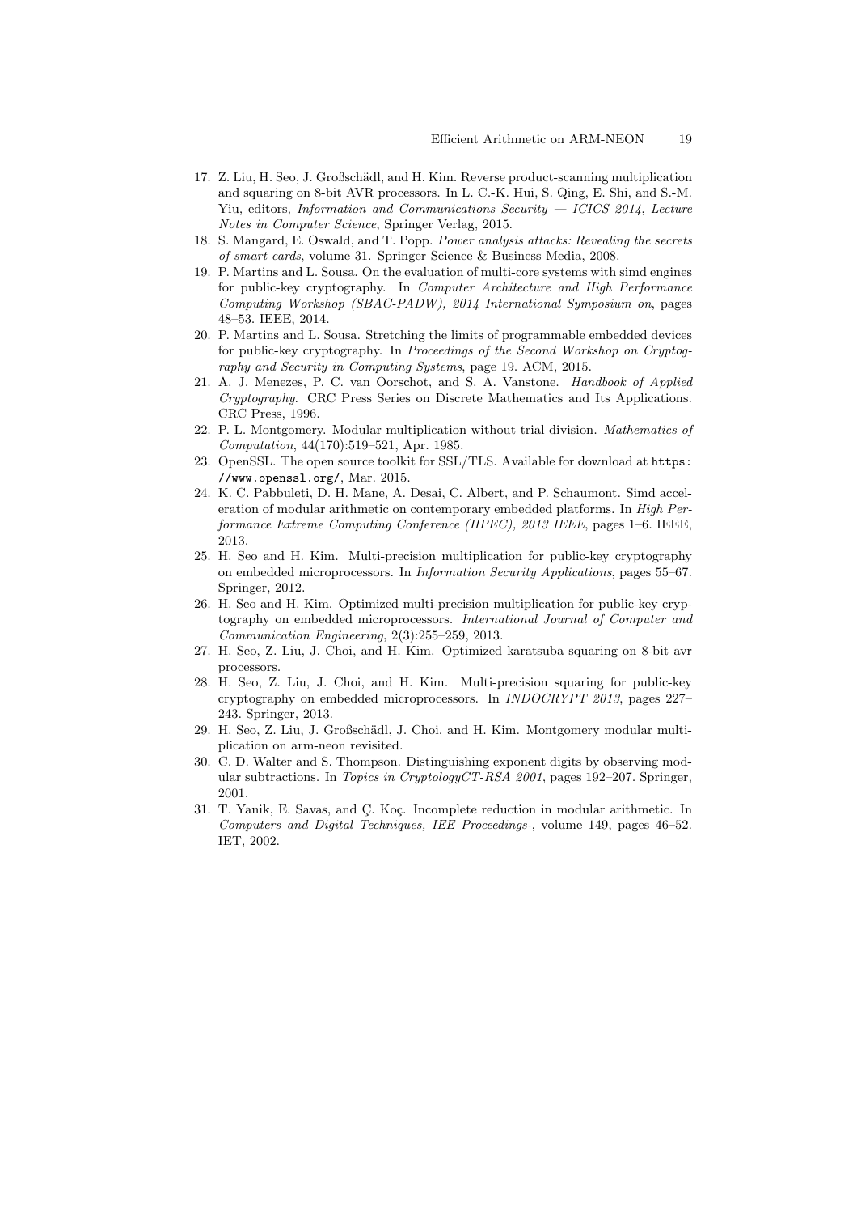17. Z. Liu, H. Seo, J. Großschädl, and H. Kim. Reverse product-scanning multiplication and squaring on 8-bit AVR processors. In L. C.-K. Hui, S. Qing, E. Shi, and S.-M. Yiu, editors, *Information and Communications Security — ICICS 2014*, *Lecture Notes in Computer Science*, Springer Verlag, 2015.
18. S. Mangard, E. Oswald, and T. Popp. *Power analysis attacks: Revealing the secrets of smart cards*, volume 31. Springer Science & Business Media, 2008.
19. P. Martins and L. Sousa. On the evaluation of multi-core systems with simd engines for public-key cryptography. In *Computer Architecture and High Performance Computing Workshop (SBAC-PADW), 2014 International Symposium on*, pages 48–53. IEEE, 2014.
20. P. Martins and L. Sousa. Stretching the limits of programmable embedded devices for public-key cryptography. In *Proceedings of the Second Workshop on Cryptography and Security in Computing Systems*, page 19. ACM, 2015.
21. A. J. Menezes, P. C. van Oorschot, and S. A. Vanstone. *Handbook of Applied Cryptography*. CRC Press Series on Discrete Mathematics and Its Applications. CRC Press, 1996.
22. P. L. Montgomery. Modular multiplication without trial division. *Mathematics of Computation*, 44(170):519–521, Apr. 1985.
23. OpenSSL. The open source toolkit for SSL/TLS. Available for download at `https://www.openssl.org/`, Mar. 2015.
24. K. C. Pabbuleti, D. H. Mane, A. Desai, C. Albert, and P. Schaumont. Simd acceleration of modular arithmetic on contemporary embedded platforms. In *High Performance Extreme Computing Conference (HPEC), 2013 IEEE*, pages 1–6. IEEE, 2013.
25. H. Seo and H. Kim. Multi-precision multiplication for public-key cryptography on embedded microprocessors. In *Information Security Applications*, pages 55–67. Springer, 2012.
26. H. Seo and H. Kim. Optimized multi-precision multiplication for public-key cryptography on embedded microprocessors. *International Journal of Computer and Communication Engineering*, 2(3):255–259, 2013.
27. H. Seo, Z. Liu, J. Choi, and H. Kim. Optimized karatsuba squaring on 8-bit avr processors.
28. H. Seo, Z. Liu, J. Choi, and H. Kim. Multi-precision squaring for public-key cryptography on embedded microprocessors. In *INDOCRYPT 2013*, pages 227–243. Springer, 2013.
29. H. Seo, Z. Liu, J. Großschädl, J. Choi, and H. Kim. Montgomery modular multiplication on arm-neon revisited.
30. C. D. Walter and S. Thompson. Distinguishing exponent digits by observing modular subtractions. In *Topics in CryptologyCT-RSA 2001*, pages 192–207. Springer, 2001.
31. T. Yanik, E. Savas, and Ç. Koç. Incomplete reduction in modular arithmetic. In *Computers and Digital Techniques, IEE Proceedings-*, volume 149, pages 46–52. IET, 2002.